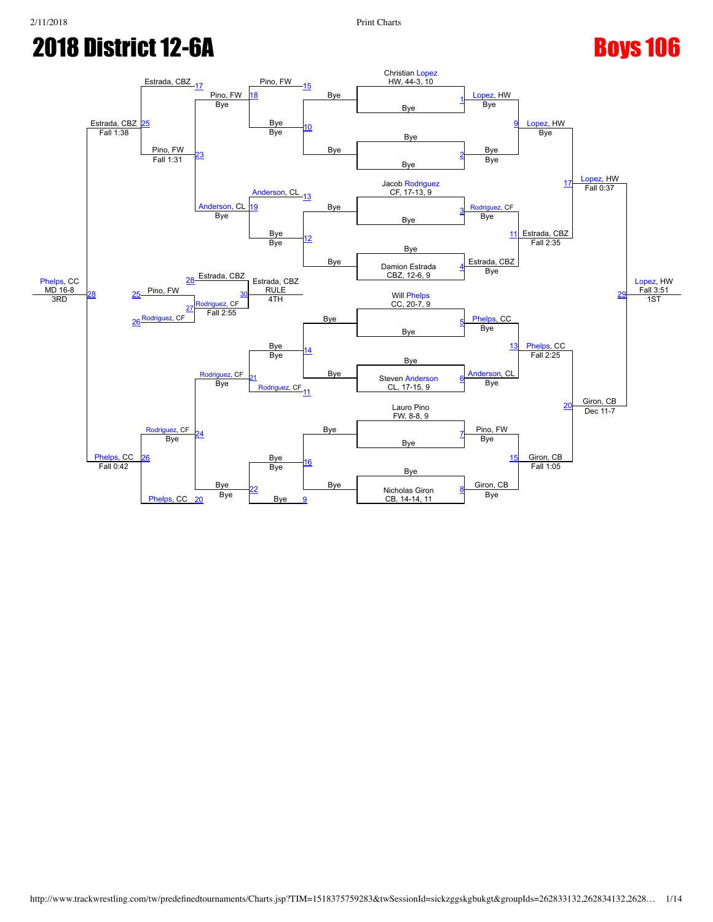# 2018 District 12-6A

## Boys 106

### Championship Bracket

**Seeds**
1. Christian Lopez, HW, 44-3, 10
2. Bye
3. Jacob Rodriguez, CF, 17-13, 9
4. Damion Estrada, CBZ, 12-6, 9
5. Will Phelps, CC, 20-7, 9
6. Steven Anderson, CL, 17-15, 9
7. Lauro Pino, FW, 8-8, 9
8. Nicholas Giron, CB, 14-14, 11

**First Round**
- Match 1: Lopez, HW over Bye (Bye)
- Match 2: Bye vs Bye (Bye)
- Match 3: Rodriguez, CF over Bye (Bye)
- Match 4: Estrada, CBZ over Bye (Bye)
- Match 5: Phelps, CC over Bye (Bye)
- Match 6: Anderson, CL over Bye (Bye)
- Match 7: Pino, FW over Bye (Bye)
- Match 8: Giron, CB over Bye (Bye)

**Quarterfinals**
- Match 9: Lopez, HW (Bye)
- Match 11: Estrada, CBZ (Fall 2:35)
- Match 13: Phelps, CC (Fall 2:25)
- Match 15: Giron, CB (Fall 1:05)

**Semifinals**
- Match 17: Lopez, HW (Fall 0:37)
- Match 20: Giron, CB (Dec 11-7)

**Final**
- Match 29: Lopez, HW (Fall 3:51) — 1ST

### Consolation Bracket

**Round 1**
- Match 10: Bye vs Bye (Bye)
- Match 12: Bye vs Bye (Bye)
- Match 14: Bye vs Bye (Bye)
- Match 16: Bye vs Bye (Bye)

**Round 2**
- Match 15: Pino, FW
- Match 18: Pino, FW (Bye)
- Match 13: Anderson, CL
- Match 19: Anderson, CL (Bye)
- Match 11: Rodriguez, CF
- Match 21: Rodriguez, CF (Bye)
- Match 9: Bye
- Match 22: Bye (Bye)

**Round 3**
- Match 17: Estrada, CBZ
- Match 23: Pino, FW (Fall 1:31)
- Match 24: Rodriguez, CF (Bye)
- Match 20: Phelps, CC

**Consolation Semifinals**
- Match 25: Estrada, CBZ (Fall 1:38)
- Match 26: Phelps, CC (Fall 0:42)

**3rd Place**
- Match 28: Phelps, CC (MD 16-8) — 3RD

**5th Place**
- Match 25: Pino, FW
- Match 26: Rodriguez, CF
- Match 27: Rodriguez, CF (Fall 2:55)
- Match 28: Estrada, CBZ
- Match 30: Estrada, CBZ (RULE) — 4TH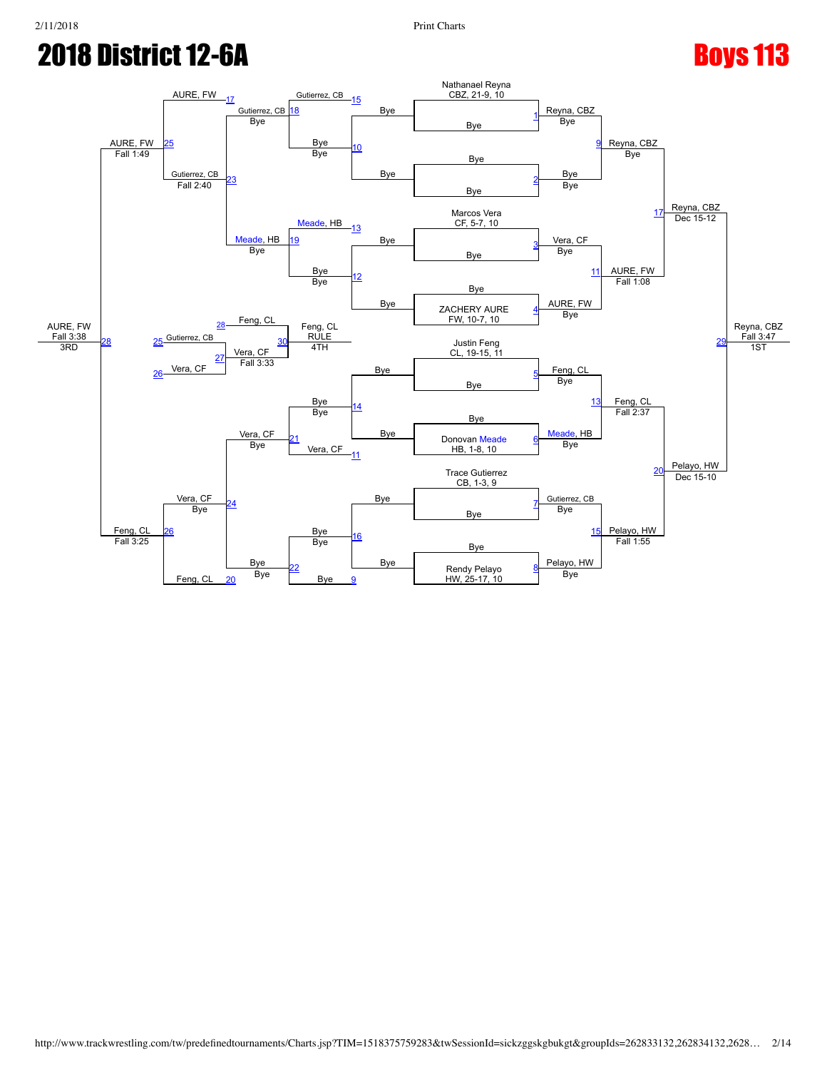# 2018 District 12-6A

# Boys 113

## Championship Bracket

**Seeds:**

1. Nathanael Reyna, CBZ, 21-9, 10 — Bye
2. Bye — Bye
3. Marcos Vera, CF, 5-7, 10 — Bye
4. Bye — ZACHERY AURE, FW, 10-7, 10
5. Justin Feng, CL, 19-15, 11 — Bye
6. Bye — Donovan Meade, HB, 1-8, 10
7. Trace Gutierrez, CB, 1-3, 9 — Bye
8. Bye — Rendy Pelayo, HW, 25-17, 10

**First Round:**

- Match 1: Reyna, CBZ — Bye
- Match 2: Bye — Bye
- Match 3: Vera, CF — Bye
- Match 4: AURE, FW — Bye
- Match 5: Feng, CL — Bye
- Match 6: Meade, HB — Bye
- Match 7: Gutierrez, CB — Bye
- Match 8: Pelayo, HW — Bye

**Quarterfinals / Semifinals:**

- Match 9: Reyna, CBZ — Bye
- Match 11: AURE, FW — Fall 1:08
- Match 13: Feng, CL — Fall 2:37
- Match 15: Pelayo, HW — Fall 1:55
- Match 17: Reyna, CBZ — Dec 15-12
- Match 20: Pelayo, HW — Dec 15-10

**Final:**

- Match 29: Reyna, CBZ — Fall 3:47 — 1ST

## Consolation Bracket

- Match 15: Gutierrez, CB
- Match 10: Bye — Bye
- Match 13: Meade, HB
- Match 12: Bye — Bye
- Match 14: Bye — Bye
- Match 11: Vera, CF
- Match 16: Bye — Bye
- Match 9: Bye
- Match 18: Gutierrez, CB — Bye
- Match 19: Meade, HB — Bye
- Match 21: Vera, CF — Bye
- Match 22: Bye — Bye
- Match 17: AURE, FW
- Match 23: Gutierrez, CB — Fall 2:40
- Match 24: Vera, CF — Bye
- Match 20: Feng, CL
- Match 25: AURE, FW — Fall 1:49
- Match 26: Feng, CL — Fall 3:25
- Match 28: AURE, FW — Fall 3:38 — 3RD

**5th/4th Place Matches:**

- Match 25: Gutierrez, CB
- Match 26: Vera, CF
- Match 27: Vera, CF — Fall 3:33
- Match 28: Feng, CL
- Match 30: Feng, CL — RULE — 4TH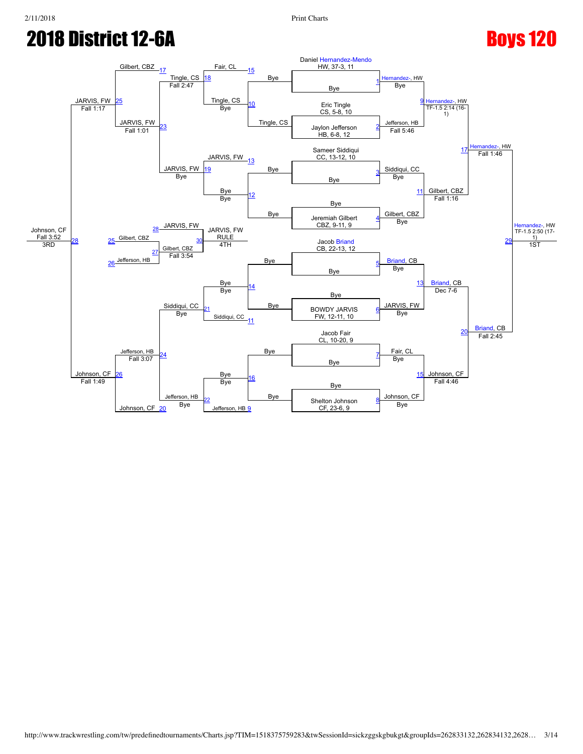# 2018 District 12-6A

# Boys 120

## Championship Bracket

**First Round**

- Match 1: Daniel Hernandez-Mendo (HW, 37-3, 11) vs. Bye — Winner: Hernandez-, HW (Bye)
- Match 2: Eric Tingle (CS, 5-8, 10) vs. Jaylon Jefferson (HB, 6-8, 12) — Winner: Jefferson, HB (Fall 5:46)
- Match 3: Sameer Siddiqui (CC, 13-12, 10) vs. Bye — Winner: Siddiqui, CC (Bye)
- Match 4: Bye vs. Jeremiah Gilbert (CBZ, 9-11, 9) — Winner: Gilbert, CBZ (Bye)
- Match 5: Jacob Briand (CB, 22-13, 12) vs. Bye — Winner: Briand, CB (Bye)
- Match 6: Bye vs. BOWDY JARVIS (FW, 12-11, 10) — Winner: JARVIS, FW (Bye)
- Match 7: Jacob Fair (CL, 10-20, 9) vs. Bye — Winner: Fair, CL (Bye)
- Match 8: Bye vs. Shelton Johnson (CF, 23-6, 9) — Winner: Johnson, CF (Bye)

**Quarterfinals**

- Match 9: Hernandez-, HW def. Jefferson, HB — TF-1.5 2:14 (16-1)
- Match 11: Gilbert, CBZ def. Siddiqui, CC — Fall 1:16
- Match 13: Briand, CB def. JARVIS, FW — Dec 7-6
- Match 15: Johnson, CF def. Fair, CL — Fall 4:46

**Semifinals**

- Match 17: Hernandez-, HW def. Gilbert, CBZ — Fall 1:46
- Match 20: Briand, CB def. Johnson, CF — Fall 2:45

**Final**

- Match 29: Hernandez-, HW def. Briand, CB — TF-1.5 2:50 (17-1) — 1ST

## Consolation Bracket

- Match 10: Tingle, CS def. Bye — Bye (Tingle, CS advances)
- Match 12: Bye vs. Bye — Bye
- Match 14: Bye vs. Bye — Bye
- Match 16: Bye vs. Bye — Bye
- Match 15 (loser): Fair, CL
- Match 13 (loser): JARVIS, FW
- Match 11 (loser): Siddiqui, CC
- Match 9 (loser): Jefferson, HB
- Match 18: Tingle, CS def. Fair, CL — Fall 2:47
- Match 19: JARVIS, FW — Bye
- Match 21: Siddiqui, CC — Bye
- Match 22: Jefferson, HB — Bye
- Match 23: JARVIS, FW def. Tingle, CS — Fall 1:01
- Match 24: Jefferson, HB def. Siddiqui, CC — Fall 3:07
- Match 17 (loser): Gilbert, CBZ
- Match 20 (loser): Johnson, CF
- Match 25: JARVIS, FW def. Gilbert, CBZ — Fall 1:17
- Match 26: Johnson, CF def. Jefferson, HB — Fall 1:49
- Match 28: Johnson, CF def. JARVIS, FW — Fall 3:52 — 3RD

**4th Place Bracket**

- Match 27: Gilbert, CBZ def. Jefferson, HB — Fall 3:54
- Match 30: JARVIS, FW def. Gilbert, CBZ — RULE — 4TH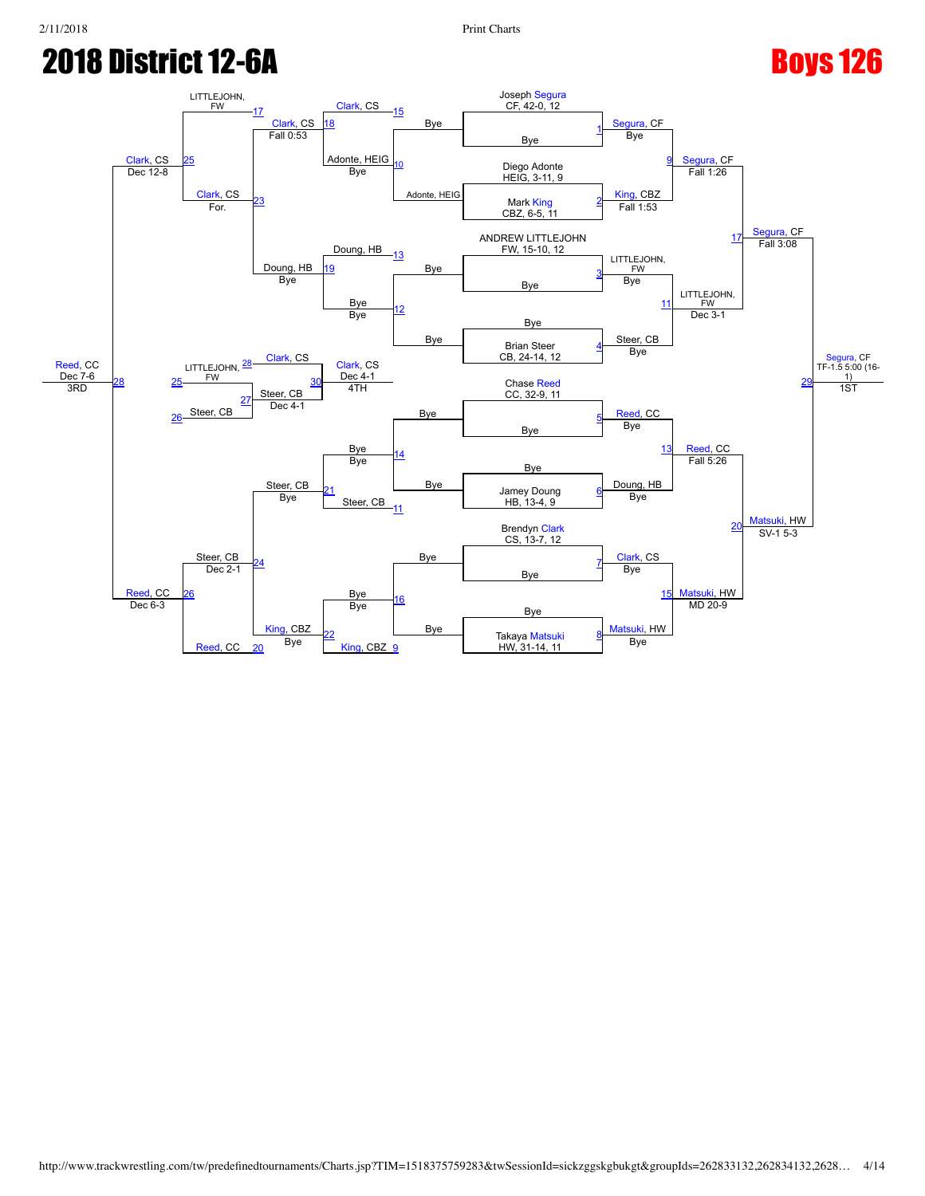# 2018 District 12-6A

# Boys 126

## Championship Bracket

**Seeds / First Round**

- Joseph Segura, CF, 42-0, 12 — Bye
- Diego Adonte, HEIG, 3-11, 9 vs. Mark King, CBZ, 6-5, 11
- ANDREW LITTLEJOHN, FW, 15-10, 12 — Bye
- Brian Steer, CB, 24-14, 12 — Bye
- Chase Reed, CC, 32-9, 11 — Bye
- Jamey Doung, HB, 13-4, 9 — Bye
- Brendyn Clark, CS, 13-7, 12 — Bye
- Takaya Matsuki, HW, 31-14, 11 — Bye

**Match 1:** Segura, CF — Bye
**Match 2:** King, CBZ over Adonte, HEIG — Fall 1:53
**Match 3:** LITTLEJOHN, FW — Bye
**Match 4:** Steer, CB — Bye
**Match 5:** Reed, CC — Bye
**Match 6:** Doung, HB — Bye
**Match 7:** Clark, CS — Bye
**Match 8:** Matsuki, HW — Bye

**Quarterfinals**

- Match 9: Segura, CF — Fall 1:26
- Match 11: LITTLEJOHN, FW — Dec 3-1
- Match 13: Reed, CC — Fall 5:26
- Match 15: Matsuki, HW — MD 20-9

**Semifinals**

- Match 17: Segura, CF — Fall 3:08
- Match 20: Matsuki, HW — SV-1 5-3

**Final**

- Match 29: Segura, CF — TF-1.5 5:00 (16-1) — 1ST

## Consolation Bracket

**First Round**

- Match 10: Adonte, HEIG — Bye
- Match 12: Bye — Bye
- Match 14: Bye — Bye
- Match 16: Bye — Bye
- Match 11: Steer, CB
- Match 9: King, CBZ

**Second Round**

- Match 15: Clark, CS
- Match 18: Clark, CS over Adonte, HEIG — Fall 0:53
- Match 13: Doung, HB
- Match 19: Doung, HB — Bye
- Match 21: Steer, CB — Bye
- Match 22: King, CBZ — Bye

**Third Round**

- Match 17: LITTLEJOHN, FW
- Match 23: Clark, CS — For.
- Match 24: Steer, CB — Dec 2-1
- Match 20: Reed, CC

**Consolation Semifinals**

- Match 25: Clark, CS — Dec 12-8
- Match 26: Reed, CC — Dec 6-3

**3rd Place**

- Match 28: Reed, CC — Dec 7-6 — 3RD

**5th Place Bracket**

- Match 25: LITTLEJOHN, FW
- Match 26: Steer, CB
- Match 27: Steer, CB — Dec 4-1
- Match 28: Clark, CS
- Match 30: Clark, CS — Dec 4-1 — 4TH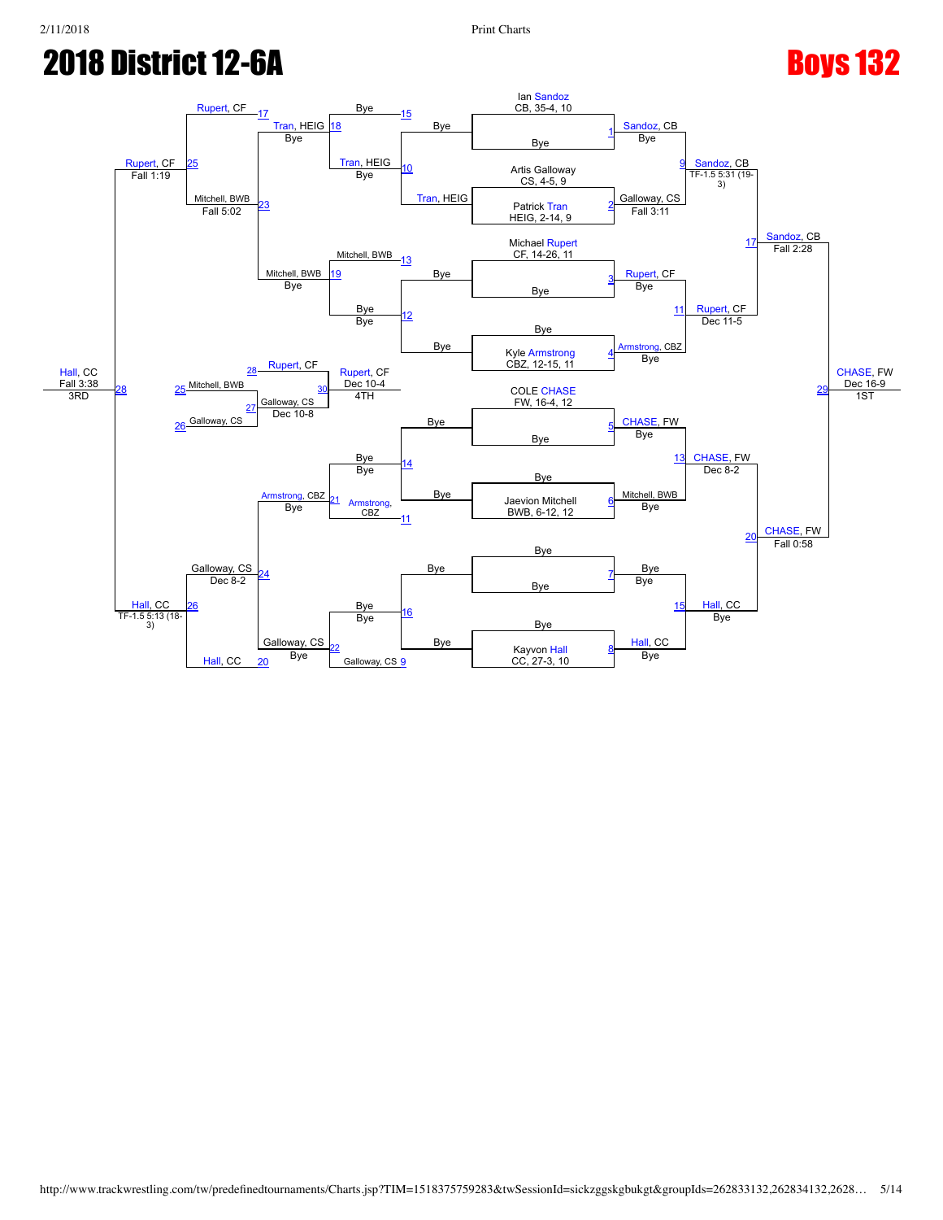# 2018 District 12-6A

# Boys 132

## Championship Bracket

| Wrestler | Team, Record | Seed |
|---|---|---|
| Ian Sandoz | CB, 35-4 | 10 |
| Artis Galloway | CS, 4-5 | 9 |
| Patrick Tran | HEIG, 2-14 | 9 |
| Michael Rupert | CF, 14-26 | 11 |
| Kyle Armstrong | CBZ, 12-15 | 11 |
| COLE CHASE | FW, 16-4 | 12 |
| Jaevion Mitchell | BWB, 6-12 | 12 |
| Kayvon Hall | CC, 27-3 | 10 |

### First Round

- Match 1: Sandoz, CB over Bye (Bye)
- Match 2: Galloway, CS over Tran, HEIG (Fall 3:11)
- Match 3: Rupert, CF over Bye (Bye)
- Match 4: Armstrong, CBZ over Bye (Bye)
- Match 5: CHASE, FW over Bye (Bye)
- Match 6: Mitchell, BWB over Bye (Bye)
- Match 7: Bye over Bye (Bye)
- Match 8: Hall, CC over Bye (Bye)

### Quarterfinals

- Match 9: Sandoz, CB (TF-1.5 5:31 (19-3))
- Match 11: Rupert, CF (Dec 11-5)
- Match 13: CHASE, FW (Dec 8-2)
- Match 15: Hall, CC (Bye)

### Semifinals

- Match 17: Sandoz, CB (Fall 2:28)
- Match 20: CHASE, FW (Fall 0:58)

### Final

- Match 29: CHASE, FW (Dec 16-9) — 1ST

## Consolation Bracket

- Match 15: Bye over Bye (Bye)
- Match 10: Tran, HEIG over Bye (Bye)
- Match 13: Mitchell, BWB
- Match 12: Bye over Bye (Bye)
- Match 14: Bye over Bye (Bye)
- Match 11: Armstrong, CBZ
- Match 16: Bye over Bye (Bye)
- Match 9: Galloway, CS
- Match 18: Tran, HEIG (Bye)
- Match 19: Mitchell, BWB (Bye)
- Match 21: Armstrong, CBZ (Bye)
- Match 22: Galloway, CS (Bye)
- Match 17: Rupert, CF
- Match 23: Mitchell, BWB (Fall 5:02)
- Match 24: Galloway, CS (Dec 8-2)
- Match 20: Hall, CC
- Match 25: Rupert, CF (Fall 1:19)
- Match 26: Hall, CC (TF-1.5 5:13 (18-3))
- Match 28: Hall, CC (Fall 3:38) — 3RD

## 4th Place

- Match 28: Rupert, CF
- Match 25: Mitchell, BWB
- Match 26: Galloway, CS
- Match 27: Galloway, CS (Dec 10-8)
- Match 30: Rupert, CF (Dec 10-4) — 4TH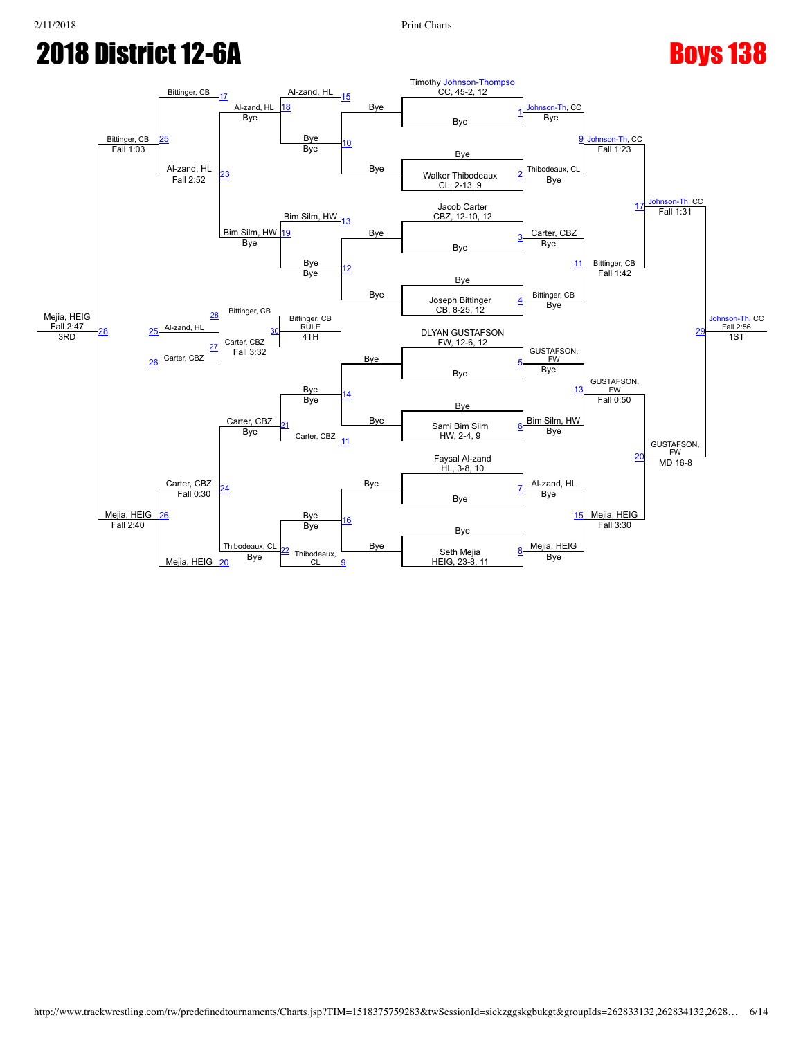# 2018 District 12-6A

# Boys 138

## Championship Bracket

**First round (Byes):**

1. Timothy Johnson-Thompso, CC, 45-2, 12 vs Bye — Johnson-Th, CC (Bye)
2. Walker Thibodeaux, CL, 2-13, 9 vs Bye — Thibodeaux, CL (Bye)
3. Jacob Carter, CBZ, 12-10, 12 vs Bye — Carter, CBZ (Bye)
4. Joseph Bittinger, CB, 8-25, 12 vs Bye — Bittinger, CB (Bye)
5. DLYAN GUSTAFSON, FW, 12-6, 12 vs Bye — GUSTAFSON, FW (Bye)
6. Sami Bim Silm, HW, 2-4, 9 vs Bye — Bim Silm, HW (Bye)
7. Faysal Al-zand, HL, 3-8, 10 vs Bye — Al-zand, HL (Bye)
8. Seth Mejia, HEIG, 23-8, 11 vs Bye — Mejia, HEIG (Bye)

**Quarterfinals:**

- 9: Johnson-Th, CC — Fall 1:23
- 11: Bittinger, CB — Fall 1:42
- 13: GUSTAFSON, FW — Fall 0:50
- 15: Mejia, HEIG — Fall 3:30

**Semifinals:**

- 17: Johnson-Th, CC — Fall 1:31
- 20: GUSTAFSON, FW — MD 16-8

**Final:**

- 29: Johnson-Th, CC — Fall 2:56 — 1ST

## Consolation Bracket

- 10: Bye / Bye
- 12: Bye / Bye
- 14: Bye / Bye
- 16: Bye / Bye
- 15: Al-zand, HL
- 13: Bim Silm, HW
- 11: Carter, CBZ
- 9: Thibodeaux, CL
- 18: Al-zand, HL — Bye
- 19: Bim Silm, HW — Bye
- 21: Carter, CBZ — Bye
- 22: Thibodeaux, CL — Bye
- 17: Bittinger, CB
- 23: Al-zand, HL — Fall 2:52
- 24: Carter, CBZ — Fall 0:30
- 20: Mejia, HEIG
- 25: Bittinger, CB — Fall 1:03
- 26: Mejia, HEIG — Fall 2:40
- 28: Mejia, HEIG — Fall 2:47 — 3RD

## 4th Place Bracket

- 25: Al-zand, HL
- 26: Carter, CBZ
- 27: Carter, CBZ — Fall 3:32
- 28: Bittinger, CB
- 30: Bittinger, CB — RULE — 4TH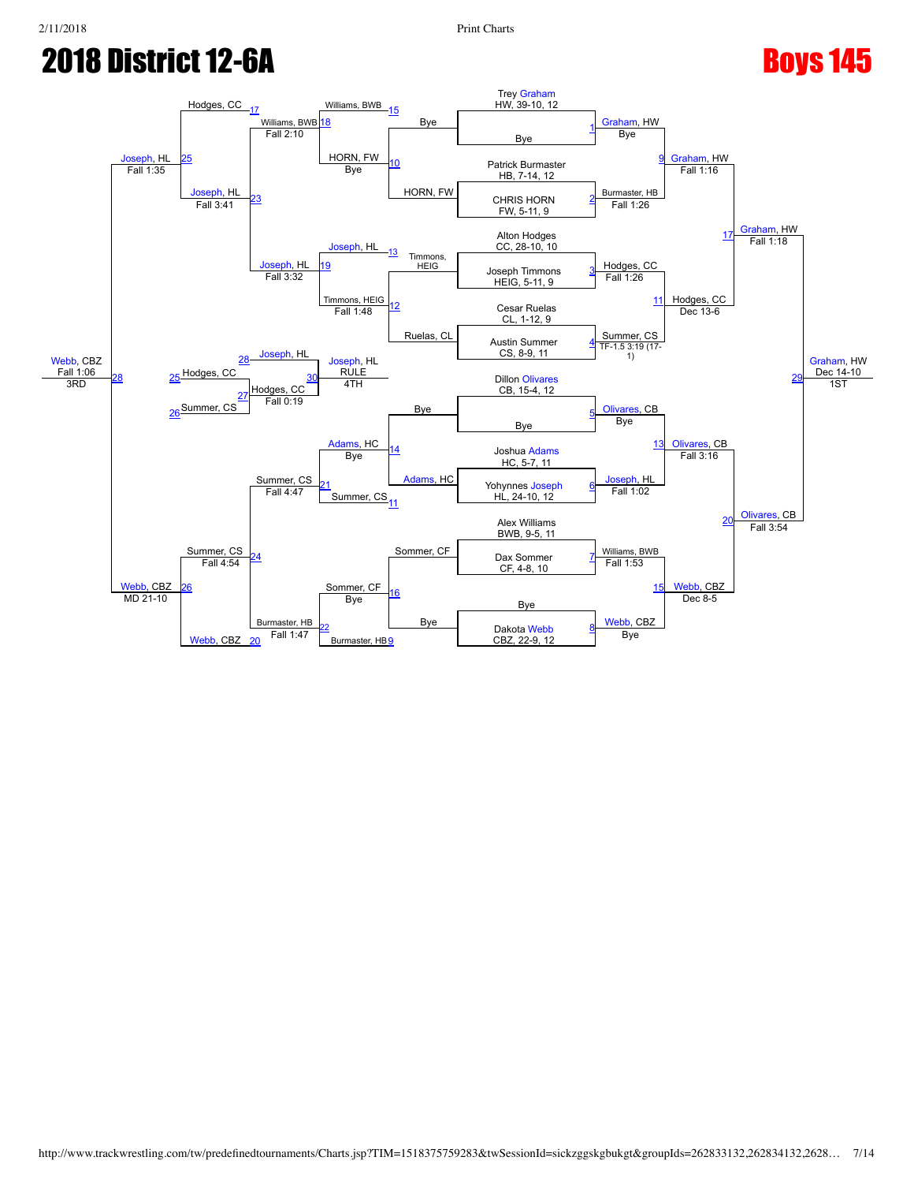# 2018 District 12-6A

# Boys 145

## Championship Bracket

| Match | Wrestler 1 | Wrestler 2 | Winner | Result |
|---|---|---|---|---|
| 1 | Trey Graham, HW, 39-10, 12 | Bye | Graham, HW | Bye |
| 2 | Patrick Burmaster, HB, 7-14, 12 | CHRIS HORN, FW, 5-11, 9 | Burmaster, HB | Fall 1:26 |
| 3 | Alton Hodges, CC, 28-10, 10 | Joseph Timmons, HEIG, 5-11, 9 | Hodges, CC | Fall 1:26 |
| 4 | Cesar Ruelas, CL, 1-12, 9 | Austin Summer, CS, 8-9, 11 | Summer, CS | TF-1.5 3:19 (17-1) |
| 5 | Dillon Olivares, CB, 15-4, 12 | Bye | Olivares, CB | Bye |
| 6 | Joshua Adams, HC, 5-7, 11 | Yohynnes Joseph, HL, 24-10, 12 | Joseph, HL | Fall 1:02 |
| 7 | Alex Williams, BWB, 9-5, 11 | Dax Sommer, CF, 4-8, 10 | Williams, BWB | Fall 1:53 |
| 8 | Bye | Dakota Webb, CBZ, 22-9, 12 | Webb, CBZ | Bye |
| 9 | Graham, HW | Burmaster, HB | Graham, HW | Fall 1:16 |
| 11 | Hodges, CC | Summer, CS | Hodges, CC | Dec 13-6 |
| 13 | Olivares, CB | Joseph, HL | Olivares, CB | Fall 3:16 |
| 15 | Williams, BWB | Webb, CBZ | Webb, CBZ | Dec 8-5 |
| 17 | Graham, HW | Hodges, CC | Graham, HW | Fall 1:18 |
| 20 | Olivares, CB | Webb, CBZ | Olivares, CB | Fall 3:54 |
| 29 | Graham, HW | Olivares, CB | Graham, HW | Dec 14-10 (1ST) |

## Consolation Bracket

| Match | Wrestler 1 | Wrestler 2 | Winner | Result |
|---|---|---|---|---|
| 10 | Bye | HORN, FW | HORN, FW | Bye |
| 12 | Timmons, HEIG | Ruelas, CL | Timmons, HEIG | Fall 1:48 |
| 14 | Bye | Adams, HC | Adams, HC | Bye |
| 16 | Sommer, CF | Bye | Sommer, CF | Bye |
| 18 | Williams, BWB | HORN, FW | Williams, BWB | Fall 2:10 |
| 19 | Joseph, HL | Timmons, HEIG | Joseph, HL | Fall 3:32 |
| 21 | Adams, HC | Summer, CS | Summer, CS | Fall 4:47 |
| 22 | Sommer, CF | Burmaster, HB | Burmaster, HB | Fall 1:47 |
| 23 | Hodges, CC | Williams, BWB | Joseph, HL | Fall 3:41 |
| 24 | Summer, CS | Burmaster, HB | Summer, CS | Fall 4:54 |
| 25 | Hodges, CC | Joseph, HL | Joseph, HL | Fall 1:35 |
| 26 | Summer, CS | Webb, CBZ | Webb, CBZ | MD 21-10 |
| 27 | Hodges, CC | Summer, CS | Hodges, CC | Fall 0:19 |
| 28 | Joseph, HL | Webb, CBZ | Webb, CBZ | Fall 1:06 (3RD) |
| 30 | Joseph, HL | Hodges, CC | Joseph, HL | RULE (4TH) |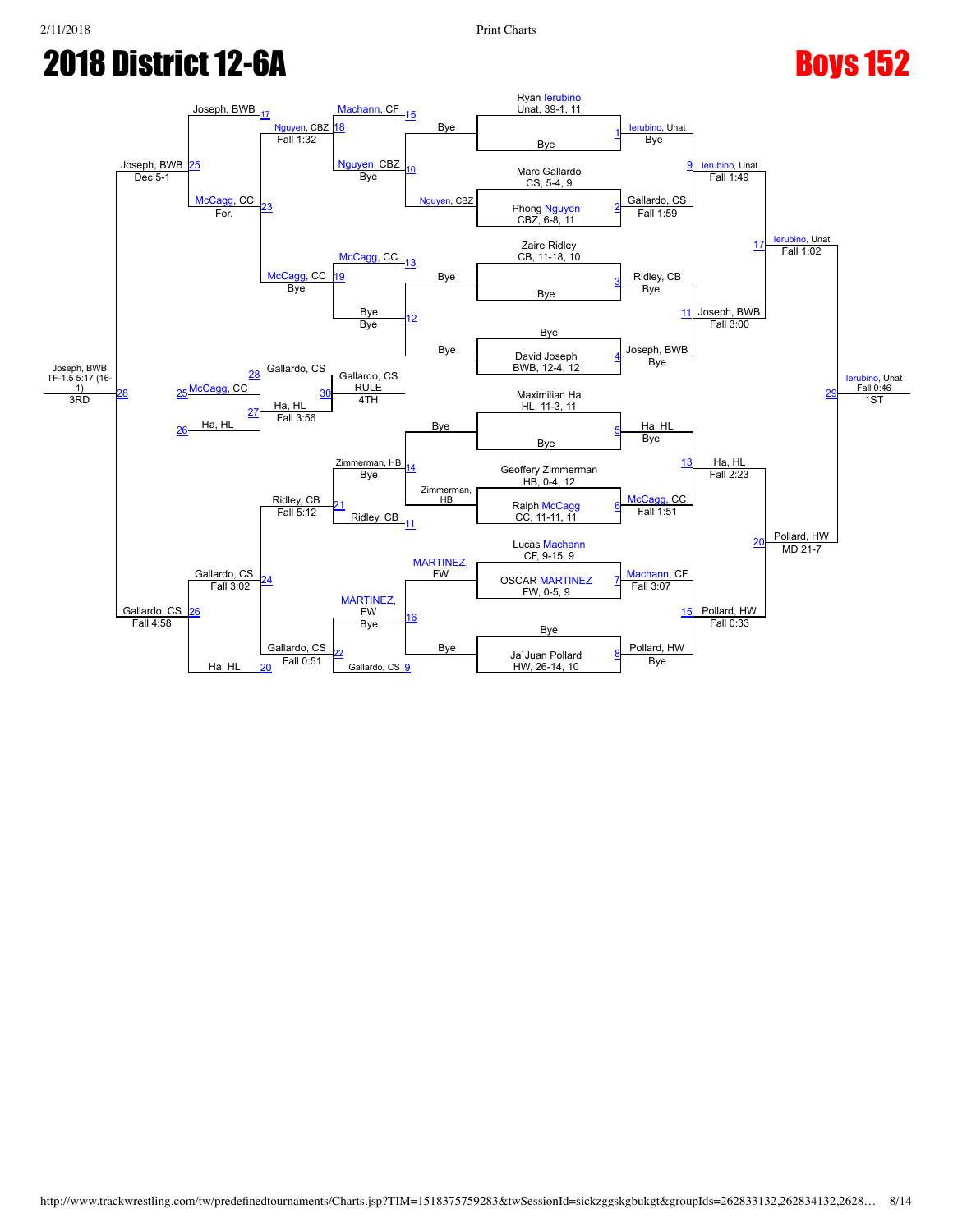# 2018 District 12-6A

# Boys 152

## Championship Bracket

| Bout | Wrestler A | Wrestler B | Winner | Result |
|---|---|---|---|---|
| 1 | Ryan Ierubino, Unat, 39-1, 11 | Bye | Ierubino, Unat | Bye |
| 2 | Marc Gallardo, CS, 5-4, 9 | Phong Nguyen, CBZ, 6-8, 11 | Gallardo, CS | Fall 1:59 |
| 3 | Zaire Ridley, CB, 11-18, 10 | Bye | Ridley, CB | Bye |
| 4 | Bye | David Joseph, BWB, 12-4, 12 | Joseph, BWB | Bye |
| 5 | Maximilian Ha, HL, 11-3, 11 | Bye | Ha, HL | Bye |
| 6 | Geoffery Zimmerman, HB, 0-4, 12 | Ralph McCagg, CC, 11-11, 11 | McCagg, CC | Fall 1:51 |
| 7 | Lucas Machann, CF, 9-15, 9 | OSCAR MARTINEZ, FW, 0-5, 9 | Machann, CF | Fall 3:07 |
| 8 | Bye | Ja`Juan Pollard, HW, 26-14, 10 | Pollard, HW | Bye |
| 9 | Ierubino, Unat | Gallardo, CS | Ierubino, Unat | Fall 1:49 |
| 11 | Ridley, CB | Joseph, BWB | Joseph, BWB | Fall 3:00 |
| 13 | Ha, HL | McCagg, CC | Ha, HL | Fall 2:23 |
| 15 | Machann, CF | Pollard, HW | Pollard, HW | Fall 0:33 |
| 17 | Ierubino, Unat | Joseph, BWB | Ierubino, Unat | Fall 1:02 |
| 20 | Ha, HL | Pollard, HW | Pollard, HW | MD 21-7 |
| 29 | Ierubino, Unat | Pollard, HW | Ierubino, Unat | Fall 0:46 (1ST) |

## Consolation Bracket

| Bout | Wrestler A | Wrestler B | Winner | Result |
|---|---|---|---|---|
| 10 | Nguyen, CBZ | Bye | Nguyen, CBZ | Bye |
| 12 | Bye | Bye | Bye | Bye |
| 14 | Bye | Zimmerman, HB | Zimmerman, HB | Bye |
| 16 | MARTINEZ, FW | Bye | MARTINEZ, FW | Bye |
| 15 | Machann, CF | Nguyen, CBZ | — | — |
| 18 | Machann, CF | Nguyen, CBZ | Nguyen, CBZ | Fall 1:32 |
| 19 | McCagg, CC | Bye | McCagg, CC | Bye |
| 21 | Zimmerman, HB | Ridley, CB | Ridley, CB | Fall 5:12 |
| 22 | MARTINEZ, FW | Gallardo, CS | Gallardo, CS | Fall 0:51 |
| 23 | Nguyen, CBZ | McCagg, CC | McCagg, CC | For. |
| 24 | Ridley, CB | Gallardo, CS | Gallardo, CS | Fall 3:02 |
| 25 | Joseph, BWB | McCagg, CC | Joseph, BWB | Dec 5-1 |
| 26 | Gallardo, CS | Ha, HL | Gallardo, CS | Fall 4:58 |
| 28 | Joseph, BWB | Gallardo, CS | Joseph, BWB | TF-1.5 5:17 (16-1) (3RD) |

## 4th Place

| Bout | Wrestler A | Wrestler B | Winner | Result |
|---|---|---|---|---|
| 27 | McCagg, CC | Ha, HL | Ha, HL | Fall 3:56 |
| 30 | Gallardo, CS | Ha, HL | Gallardo, CS | RULE (4TH) |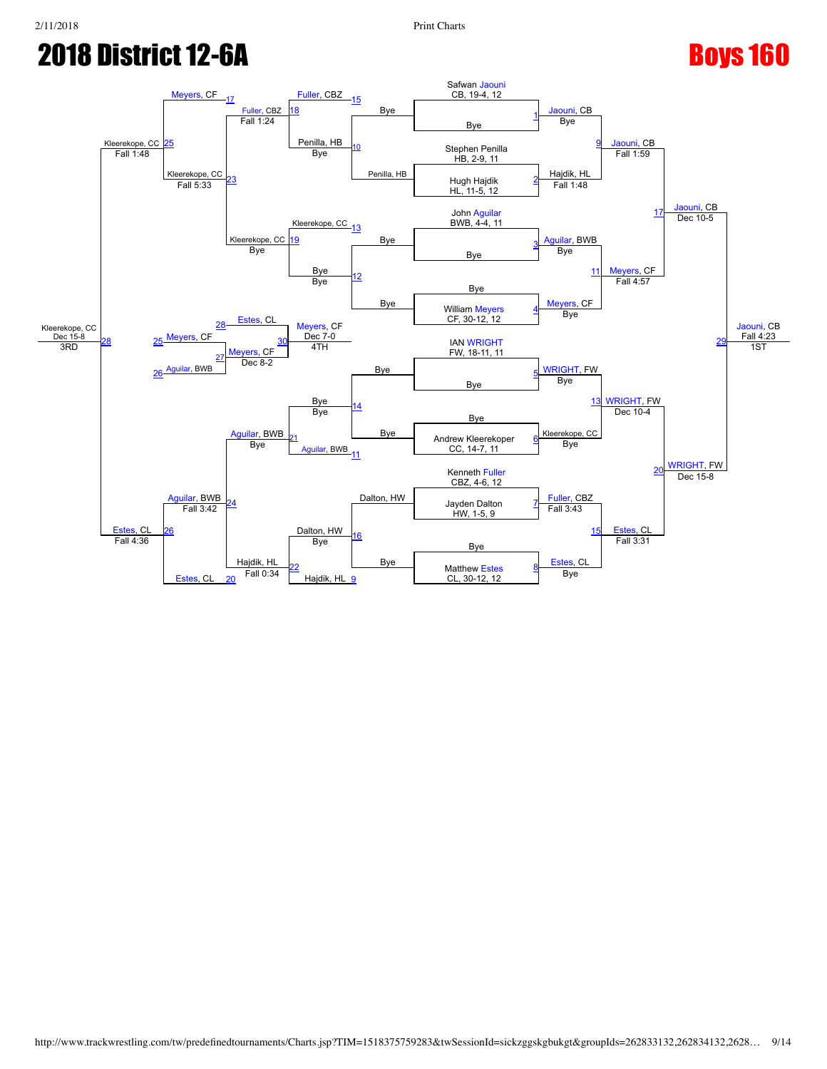# 2018 District 12-6A

# Boys 160

## Championship Bracket

**Seeded wrestlers (first round):**

1. Safwan Jaouni, CB, 19-4, 12 vs Bye — Jaouni, CB (Bye)
2. Stephen Penilla, HB, 2-9, 11 vs Hugh Hajdik, HL, 11-5, 12 — Hajdik, HL (Fall 1:48)
3. John Aguilar, BWB, 4-4, 11 vs Bye — Aguilar, BWB (Bye)
4. Bye vs William Meyers, CF, 30-12, 12 — Meyers, CF (Bye)
5. IAN WRIGHT, FW, 18-11, 11 vs Bye — WRIGHT, FW (Bye)
6. Bye vs Andrew Kleerekoper, CC, 14-7, 11 — Kleerekope, CC (Bye)
7. Kenneth Fuller, CBZ, 4-6, 12 vs Jayden Dalton, HW, 1-5, 9 — Fuller, CBZ (Fall 3:43)
8. Bye vs Matthew Estes, CL, 30-12, 12 — Estes, CL (Bye)

**Quarterfinals:**

- Match 9: Jaouni, CB def. Hajdik, HL — Fall 1:59
- Match 11: Meyers, CF def. Aguilar, BWB — Fall 4:57
- Match 13: WRIGHT, FW def. Kleerekope, CC — Dec 10-4
- Match 15: Estes, CL def. Fuller, CBZ — Fall 3:31

**Semifinals:**

- Match 17: Jaouni, CB def. Meyers, CF — Dec 10-5
- Match 20: WRIGHT, FW def. Estes, CL — Dec 15-8

**Final:**

- Match 29: Jaouni, CB def. WRIGHT, FW — Fall 4:23 — **1ST**

## Consolation Bracket

- Match 10: Penilla, HB vs Bye — Penilla, HB (Bye)
- Match 12: Bye vs Bye — Bye
- Match 14: Bye vs Bye — Bye
- Match 16: Dalton, HW vs Bye — Dalton, HW (Bye)
- Match 18: Fuller, CBZ (15) vs Penilla, HB (10) — Fuller, CBZ (Fall 1:24)
- Match 19: Kleerekope, CC (13) vs Bye (12) — Kleerekope, CC (Bye)
- Match 21: Bye (14) vs Aguilar, BWB (11) — Aguilar, BWB (Bye)
- Match 22: Dalton, HW (16) vs Hajdik, HL (9) — Hajdik, HL (Fall 0:34)
- Match 23: Fuller, CBZ vs Kleerekope, CC — Kleerekope, CC (Fall 5:33)
- Match 24: Aguilar, BWB vs Hajdik, HL — Aguilar, BWB (Fall 3:42)
- Match 25: Meyers, CF (17) vs Kleerekope, CC (23) — Kleerekope, CC (Fall 1:48)
- Match 26: Aguilar, BWB (24) vs Estes, CL (20) — Estes, CL (Fall 4:36)
- Match 28: Kleerekope, CC (25) vs Estes, CL (26) — Kleerekope, CC (Dec 15-8) — **3RD**
- Match 27: Meyers, CF (25) vs Aguilar, BWB (26) — Meyers, CF (Dec 8-2)
- Match 30: Estes, CL (28) vs Meyers, CF (27) — Meyers, CF (Dec 7-0) — **4TH**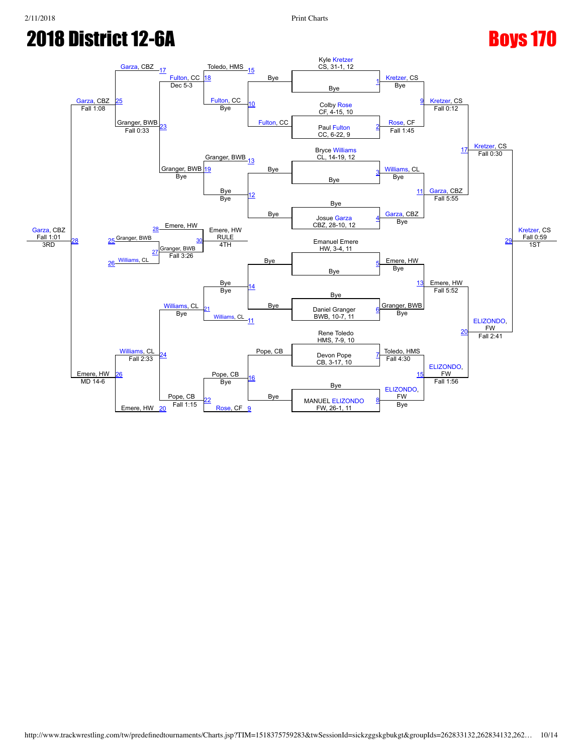# 2018 District 12-6A

# Boys 170

## Championship Bracket

### Initial Entries

| Bout | Wrestler 1 | Wrestler 2 |
| --- | --- | --- |
| 1 | Kyle Kretzer, CS, 31-1, 12 | Bye |
| 2 | Colby Rose, CF, 4-15, 10 | Paul Fulton, CC, 6-22, 9 |
| 3 | Bryce Williams, CL, 14-19, 12 | Bye |
| 4 | Bye | Josue Garza, CBZ, 28-10, 12 |
| 5 | Emanuel Emere, HW, 3-4, 11 | Bye |
| 6 | Bye | Daniel Granger, BWB, 10-7, 11 |
| 7 | Rene Toledo, HMS, 7-9, 10 | Devon Pope, CB, 3-17, 10 |
| 8 | Bye | MANUEL ELIZONDO, FW, 26-1, 11 |

### Quarterfinals

| Bout | Winner | Result |
| --- | --- | --- |
| 1 | Kretzer, CS | Bye |
| 2 | Rose, CF | Fall 1:45 |
| 3 | Williams, CL | Bye |
| 4 | Garza, CBZ | Bye |
| 5 | Emere, HW | Bye |
| 6 | Granger, BWB | Bye |
| 7 | Toledo, HMS | Fall 4:30 |
| 8 | ELIZONDO, FW | Bye |

### Semifinals

| Bout | Winner | Result |
| --- | --- | --- |
| 9 | Kretzer, CS | Fall 0:12 |
| 11 | Garza, CBZ | Fall 5:55 |
| 13 | Emere, HW | Fall 5:52 |
| 15 | ELIZONDO, FW | Fall 1:56 |

### Finals

| Bout | Winner | Result |
| --- | --- | --- |
| 17 | Kretzer, CS | Fall 0:30 |
| 20 | ELIZONDO, FW | Fall 2:41 |
| 29 | Kretzer, CS | Fall 0:59 — 1ST |

## Consolation Bracket

### First Round

| Bout | Wrestler 1 | Wrestler 2 |
| --- | --- | --- |
| 10 | Bye | Fulton, CC |
| 12 | Bye | Bye |
| 14 | Bye | Bye |
| 16 | Pope, CB | Bye |

### Second Round

| Bout | Wrestler 1 | Wrestler 2 | Winner | Result |
| --- | --- | --- | --- | --- |
| 15 | Toledo, HMS | Fulton, CC (10) | Fulton, CC | Bye |
| 13 | Granger, BWB | Bye (12) | Granger, BWB | Bye |
| 11 | Bye (14) | Williams, CL | Williams, CL | Bye |
| 9 | Pope, CB (16) | Rose, CF | Pope, CB | Bye |

### Third Round

| Bout | Wrestler 1 | Wrestler 2 | Winner | Result |
| --- | --- | --- | --- | --- |
| 18 | Fulton, CC | Granger, BWB | Fulton, CC | Dec 5-3 |
| 19 | Granger, BWB | Bye | Granger, BWB | Bye |
| 21 | Bye | Williams, CL | Williams, CL | Bye |
| 22 | Pope, CB | Rose, CF | Pope, CB | Fall 1:15 |

### Fourth Round

| Bout | Wrestler 1 | Wrestler 2 | Winner | Result |
| --- | --- | --- | --- | --- |
| 23 | Fulton, CC | Granger, BWB | Granger, BWB | Fall 0:33 |
| 24 | Williams, CL | Pope, CB | Williams, CL | Fall 2:33 |

### Consolation Semifinals

| Bout | Wrestler 1 | Wrestler 2 | Winner | Result |
| --- | --- | --- | --- | --- |
| 25 | Garza, CBZ (17) | Granger, BWB | Garza, CBZ | Fall 1:08 |
| 26 | Williams, CL | Emere, HW (20) | Emere, HW | MD 14-6 |

### 3rd Place

| Bout | Wrestler 1 | Wrestler 2 | Winner | Result |
| --- | --- | --- | --- | --- |
| 28 | Garza, CBZ | Emere, HW | Garza, CBZ | Fall 1:01 — 3RD |

### 5th Place

| Bout | Wrestler 1 | Wrestler 2 | Winner | Result |
| --- | --- | --- | --- | --- |
| 27 | Granger, BWB (25) | Williams, CL (26) | Granger, BWB | Fall 3:26 |

### 4th Place

| Bout | Wrestler 1 | Wrestler 2 | Winner | Result |
| --- | --- | --- | --- | --- |
| 30 | Emere, HW (28) | Granger, BWB (27) | Emere, HW | RULE — 4TH |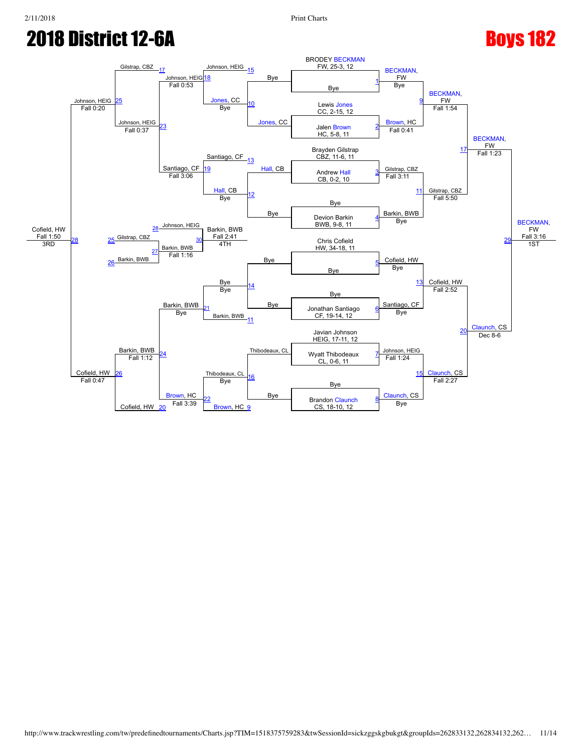# 2018 District 12-6A

# Boys 182

## Championship Bracket

### First Round (Byes)

| Bout | Wrestler | Result |
| --- | --- | --- |
| 1 | BRODEY BECKMAN, FW, 25-3, 12 vs Bye | BECKMAN, FW — Bye |
| 2 | Lewis Jones, CC, 2-15, 12 vs Jalen Brown, HC, 5-8, 11 | Brown, HC — Fall 0:41 |
| 3 | Brayden Gilstrap, CBZ, 11-6, 11 vs Andrew Hall, CB, 0-2, 10 | Gilstrap, CBZ — Fall 3:11 |
| 4 | Bye vs Devion Barkin, BWB, 9-8, 11 | Barkin, BWB — Bye |
| 5 | Chris Cofield, HW, 34-18, 11 vs Bye | Cofield, HW — Bye |
| 6 | Bye vs Jonathan Santiago, CF, 19-14, 12 | Santiago, CF — Bye |
| 7 | Javian Johnson, HEIG, 17-11, 12 vs Wyatt Thibodeaux, CL, 0-6, 11 | Johnson, HEIG — Fall 1:24 |
| 8 | Bye vs Brandon Claunch, CS, 18-10, 12 | Claunch, CS — Bye |

### Quarterfinals

| Bout | Matchup | Result |
| --- | --- | --- |
| 9 | BECKMAN, FW vs Brown, HC | BECKMAN, FW — Fall 1:54 |
| 11 | Gilstrap, CBZ vs Barkin, BWB | Gilstrap, CBZ — Fall 5:50 |
| 13 | Cofield, HW vs Santiago, CF | Cofield, HW — Fall 2:52 |
| 15 | Johnson, HEIG vs Claunch, CS | Claunch, CS — Fall 2:27 |

### Semifinals

| Bout | Matchup | Result |
| --- | --- | --- |
| 17 | BECKMAN, FW vs Gilstrap, CBZ | BECKMAN, FW — Fall 1:23 |
| 20 | Cofield, HW vs Claunch, CS | Claunch, CS — Dec 8-6 |

### Final

| Bout | Matchup | Result |
| --- | --- | --- |
| 29 | BECKMAN, FW vs Claunch, CS | BECKMAN, FW — Fall 3:16 — 1ST |

## Consolation Bracket

### Consolation Round 1

| Bout | Matchup | Result |
| --- | --- | --- |
| 10 | Bye vs Jones, CC | Jones, CC |
| 12 | Hall, CB vs Bye | Hall, CB |
| 14 | Bye vs Bye | Bye |
| 16 | Thibodeaux, CL vs Bye | Thibodeaux, CL |

### Consolation Round 2

| Bout | Matchup | Result |
| --- | --- | --- |
| 15 | Johnson, HEIG vs Jones, CC | Jones, CC — Bye |
| 13 | Santiago, CF vs Hall, CB | Hall, CB — Bye |
| 11 | Bye vs Barkin, BWB | Bye — Bye |
| 9 | Thibodeaux, CL vs Brown, HC | Thibodeaux, CL — Bye |

### Consolation Round 3

| Bout | Matchup | Result |
| --- | --- | --- |
| 18 | Johnson, HEIG vs Jones, CC | Johnson, HEIG — Fall 0:53 |
| 19 | Santiago, CF vs Hall, CB | Santiago, CF — Fall 3:06 |
| 21 | Bye vs Barkin, BWB | Barkin, BWB — Bye |
| 22 | Thibodeaux, CL vs Brown, HC | Brown, HC — Fall 3:39 |

### Consolation Round 4

| Bout | Matchup | Result |
| --- | --- | --- |
| 23 | Johnson, HEIG vs Santiago, CF | Johnson, HEIG — Fall 0:37 |
| 24 | Barkin, BWB vs Brown, HC | Barkin, BWB — Fall 1:12 |

### Consolation Semifinals

| Bout | Matchup | Result |
| --- | --- | --- |
| 25 | Gilstrap, CBZ vs Johnson, HEIG | Johnson, HEIG — Fall 0:20 |
| 26 | Barkin, BWB vs Cofield, HW | Cofield, HW — Fall 0:47 |

### 3rd Place

| Bout | Matchup | Result |
| --- | --- | --- |
| 28 | Johnson, HEIG vs Cofield, HW | Cofield, HW — Fall 1:50 — 3RD |

### 5th Place

| Bout | Matchup | Result |
| --- | --- | --- |
| 27 | Gilstrap, CBZ vs Barkin, BWB | Barkin, BWB — Fall 1:16 |

### 4th Place

| Bout | Matchup | Result |
| --- | --- | --- |
| 30 | Johnson, HEIG vs Barkin, BWB | Barkin, BWB — Fall 2:41 — 4TH |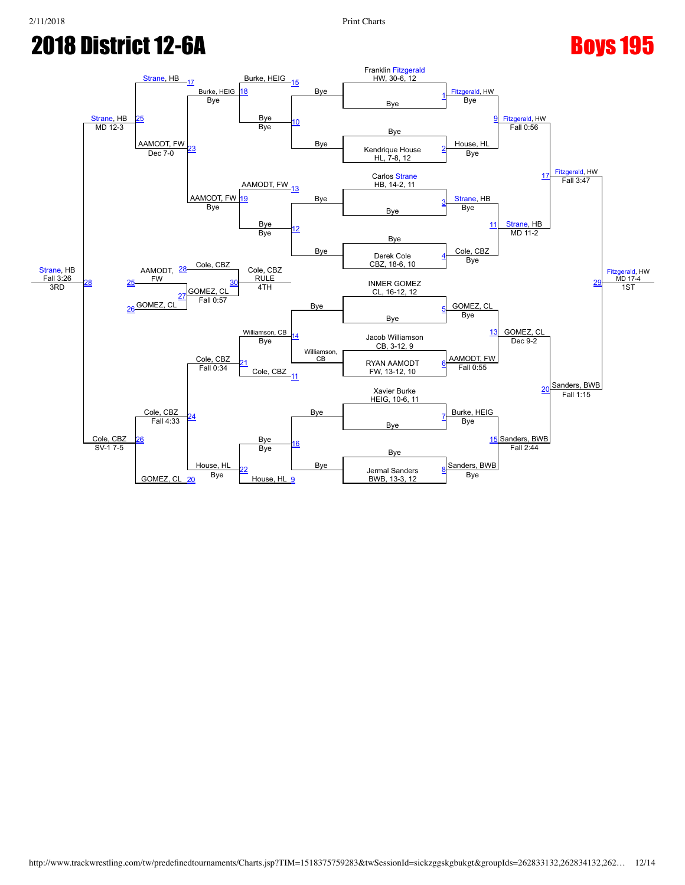# 2018 District 12-6A

# Boys 195

## Championship Bracket

**Seeds / First Round**

| Match | Wrestler 1 | Wrestler 2 | Winner | Result |
|---|---|---|---|---|
| 1 | Franklin Fitzgerald, HW, 30-6, 12 | Bye | Fitzgerald, HW | Bye |
| 2 | Bye | Kendrique House, HL, 7-8, 12 | House, HL | Bye |
| 3 | Carlos Strane, HB, 14-2, 11 | Bye | Strane, HB | Bye |
| 4 | Bye | Derek Cole, CBZ, 18-6, 10 | Cole, CBZ | Bye |
| 5 | INMER GOMEZ, CL, 16-12, 12 | Bye | GOMEZ, CL | Bye |
| 6 | Jacob Williamson, CB, 3-12, 9 | RYAN AAMODT, FW, 13-12, 10 | AAMODT, FW | Fall 0:55 |
| 7 | Xavier Burke, HEIG, 10-6, 11 | Bye | Burke, HEIG | Bye |
| 8 | Bye | Jermal Sanders, BWB, 13-3, 12 | Sanders, BWB | Bye |

**Quarterfinals**

| Match | Winner | Result |
|---|---|---|
| 9 | Fitzgerald, HW | Fall 0:56 |
| 11 | Strane, HB | MD 11-2 |
| 13 | GOMEZ, CL | Dec 9-2 |
| 15 | Sanders, BWB | Fall 2:44 |

**Semifinals**

| Match | Winner | Result |
|---|---|---|
| 17 | Fitzgerald, HW | Fall 3:47 |
| 20 | Sanders, BWB | Fall 1:15 |

**Final**

| Match | Winner | Result | Place |
|---|---|---|---|
| 29 | Fitzgerald, HW | MD 17-4 | 1ST |

## Consolation Bracket

| Match | Wrestlers | Winner | Result |
|---|---|---|---|
| 10 | Bye / Bye | Bye | Bye |
| 12 | Bye / Bye | Bye | Bye |
| 14 | Bye / Williamson, CB | Williamson, CB | Bye |
| 16 | Bye / Bye | Bye | Bye |
| 18 | Burke, HEIG (15) / Bye (10) | Burke, HEIG | Bye |
| 19 | AAMODT, FW (13) / Bye (12) | AAMODT, FW | Bye |
| 21 | Williamson, CB / Cole, CBZ (11) | Cole, CBZ | Fall 0:34 |
| 22 | Bye / House, HL (9) | House, HL | Bye |
| 23 | Burke, HEIG / AAMODT, FW | AAMODT, FW | Dec 7-0 |
| 24 | Cole, CBZ / House, HL | Cole, CBZ | Fall 4:33 |
| 25 | Strane, HB (17) / AAMODT, FW | Strane, HB | MD 12-3 |
| 26 | Cole, CBZ / GOMEZ, CL (20) | Cole, CBZ | SV-1 7-5 |
| 27 | AAMODT, FW (25) / GOMEZ, CL (26) | GOMEZ, CL | Fall 0:57 |
| 28 | Strane, HB / Cole, CBZ | Strane, HB | Fall 3:26 — 3RD |
| 30 | Cole, CBZ (28) / GOMEZ, CL | Cole, CBZ | RULE — 4TH |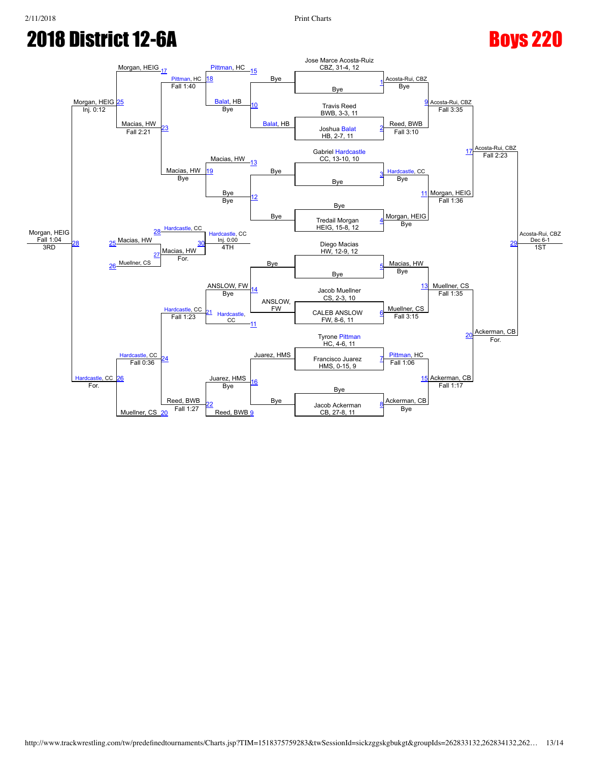# 2018 District 12-6A

# Boys 220

## Championship Bracket

### Seeds / First Round

| Bout | Wrestler | Result |
|---|---|---|
| 1 | Jose Marce Acosta-Ruiz, CBZ, 31-4, 12 vs Bye | Acosta-Rui, CBZ — Bye |
| 2 | Travis Reed, BWB, 3-3, 11 vs Joshua Balat, HB, 2-7, 11 | Reed, BWB — Fall 3:10 |
| 3 | Gabriel Hardcastle, CC, 13-10, 10 vs Bye | Hardcastle, CC — Bye |
| 4 | Bye vs Tredail Morgan, HEIG, 15-8, 12 | Morgan, HEIG — Bye |
| 5 | Diego Macias, HW, 12-9, 12 vs Bye | Macias, HW — Bye |
| 6 | Jacob Muellner, CS, 2-3, 10 vs CALEB ANSLOW, FW, 8-6, 11 | Muellner, CS — Fall 3:15 |
| 7 | Tyrone Pittman, HC, 4-6, 11 vs Francisco Juarez, HMS, 0-15, 9 | Pittman, HC — Fall 1:06 |
| 8 | Bye vs Jacob Ackerman, CB, 27-8, 11 | Ackerman, CB — Bye |

### Quarterfinals

| Bout | Result |
|---|---|
| 9 | Acosta-Rui, CBZ — Fall 3:35 |
| 11 | Morgan, HEIG — Fall 1:36 |
| 13 | Muellner, CS — Fall 1:35 |
| 15 | Ackerman, CB — Fall 1:17 |

### Semifinals

| Bout | Result |
|---|---|
| 17 | Acosta-Rui, CBZ — Fall 2:23 |
| 20 | Ackerman, CB — For. |

### Final

| Bout | Result |
|---|---|
| 29 | Acosta-Rui, CBZ — Dec 6-1 — 1ST |

## Consolation Bracket

| Bout | Wrestlers | Result |
|---|---|---|
| 10 | Bye vs Balat, HB | Balat, HB — Bye |
| 15 | Pittman, HC vs Balat, HB | — |
| 12 | Bye vs Bye | Bye — Bye |
| 13 | Macias, HW vs Bye | — |
| 14 | Bye vs ANSLOW, FW | ANSLOW, FW — Bye |
| 11 | ANSLOW, FW vs Hardcastle, CC | Hardcastle, CC |
| 9 | Juarez, HMS vs Bye | Reed, BWB |
| 16 | Juarez, HMS vs Reed, BWB | Juarez, HMS — Bye |
| 18 | Pittman, HC vs Balat, HB | Pittman, HC — Fall 1:40 |
| 19 | Macias, HW vs Bye | Macias, HW — Bye |
| 21 | ANSLOW, FW vs Hardcastle, CC | Hardcastle, CC — Fall 1:23 |
| 22 | Juarez, HMS vs Reed, BWB | Reed, BWB — Fall 1:27 |
| 17 | Morgan, HEIG vs Pittman, HC | — |
| 23 | Pittman, HC vs Macias, HW | Macias, HW — Fall 2:21 |
| 24 | Hardcastle, CC vs Reed, BWB | Hardcastle, CC — Fall 0:36 |
| 20 | Muellner, CS | — |
| 25 | Morgan, HEIG vs Macias, HW | Morgan, HEIG — Inj. 0:12 |
| 26 | Hardcastle, CC vs Muellner, CS | Hardcastle, CC — For. |
| 28 | Morgan, HEIG vs Hardcastle, CC | Morgan, HEIG — Fall 1:04 — 3RD |
| 25 / 26 / 27 | Macias, HW vs Muellner, CS | Macias, HW — For. |
| 30 | Hardcastle, CC vs Macias, HW | Hardcastle, CC — Inj. 0:00 — 4TH |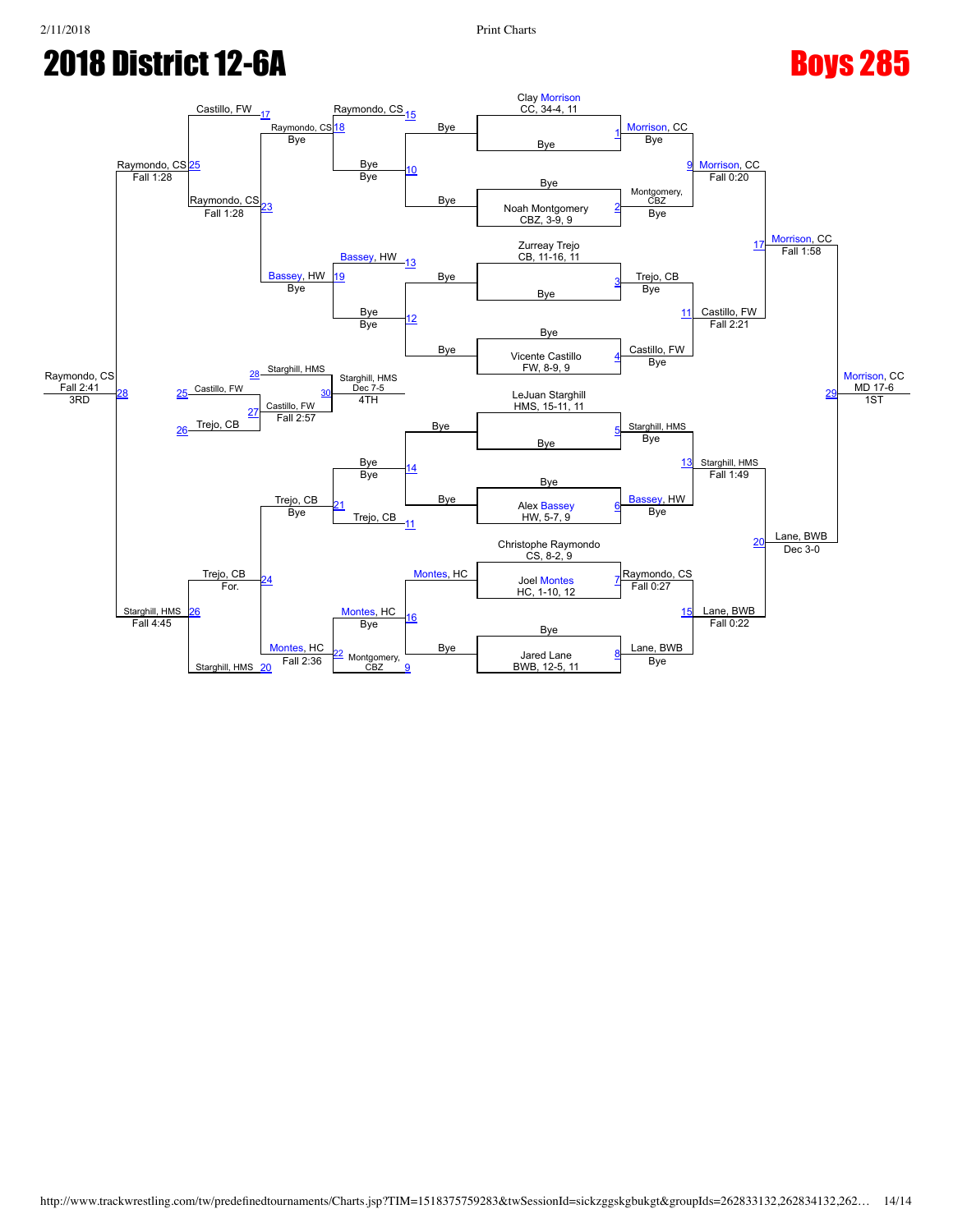# 2018 District 12-6A

# Boys 285

Clay Morrison
CC, 34-4, 11

Bye

1 Morrison, CC
Bye

Bye

Noah Montgomery
CBZ, 3-9, 9

2 Montgomery, CBZ
Bye

9 Morrison, CC
Fall 0:20

Zurreay Trejo
CB, 11-16, 11

Bye

3 Trejo, CB
Bye

Bye

Vicente Castillo
FW, 8-9, 9

4 Castillo, FW
Bye

11 Castillo, FW
Fall 2:21

17 Morrison, CC
Fall 1:58

LeJuan Starghill
HMS, 15-11, 11

Bye

5 Starghill, HMS
Bye

Bye

Alex Bassey
HW, 5-7, 9

6 Bassey, HW
Bye

13 Starghill, HMS
Fall 1:49

Christophe Raymondo
CS, 8-2, 9

Joel Montes
HC, 1-10, 12

7 Raymondo, CS
Fall 0:27

Bye

Jared Lane
BWB, 12-5, 11

8 Lane, BWB
Bye

15 Lane, BWB
Fall 0:22

20 Lane, BWB
Dec 3-0

29 Morrison, CC
MD 17-6
1ST

Consolation bracket:

Bye / Bye 10
Bye / Bye 12
Bye / Bye 14
Montes, HC / Bye 16

15 Raymondo, CS
18 Raymondo, CS
Bye

13 Bassey, HW
19 Bassey, HW
Bye

11 Trejo, CB
21 Trejo, CB
Bye

9 Montgomery, CBZ
22 Montes, HC
Bye

17 Castillo, FW
23 Raymondo, CS
Fall 1:28

20 Starghill, HMS
24 Trejo, CB
For.

25 Raymondo, CS
Fall 1:28

26 Starghill, HMS
Fall 4:45

28 Raymondo, CS
Fall 2:41
3RD

25 Castillo, FW
26 Trejo, CB
27 Castillo, FW
Fall 2:57

28 Starghill, HMS
30 Starghill, HMS
Dec 7-5
4TH

20 Montes, HC
Fall 2:36